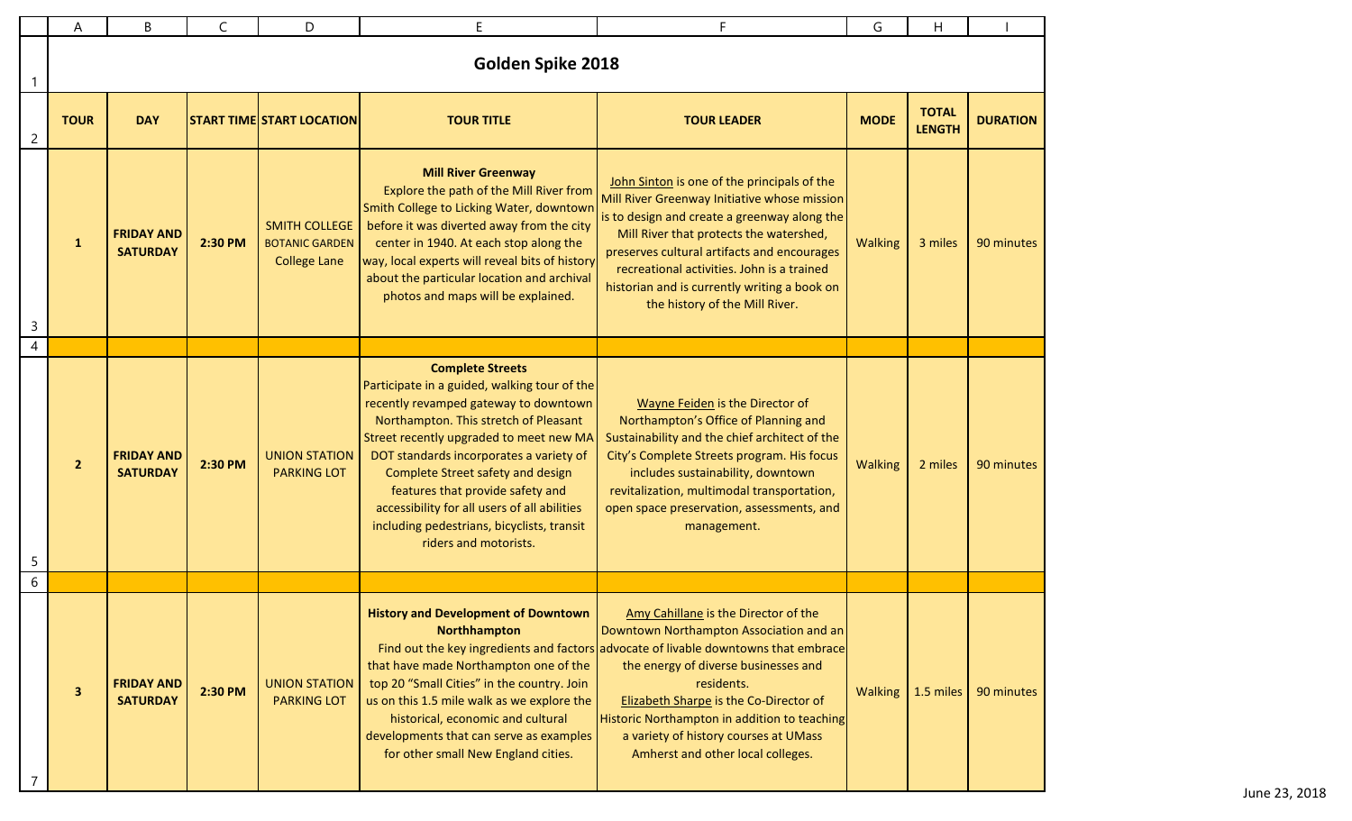# Golden Spike 2018

| TOUR | DAY | START TIME | START LOCATION | TOUR TITLE | TOUR LEADER | MODE | TOTAL LENGTH | DURATION |
|---|---|---|---|---|---|---|---|---|
| 1 | FRIDAY AND SATURDAY | 2:30 PM | SMITH COLLEGE BOTANIC GARDEN College Lane | **Mill River Greenway** Explore the path of the Mill River from Smith College to Licking Water, downtown before it was diverted away from the city center in 1940. At each stop along the way, local experts will reveal bits of history about the particular location and archival photos and maps will be explained. | John Sinton is one of the principals of the Mill River Greenway Initiative whose mission is to design and create a greenway along the Mill River that protects the watershed, preserves cultural artifacts and encourages recreational activities. John is a trained historian and is currently writing a book on the history of the Mill River. | Walking | 3 miles | 90 minutes |
| | | | | | | | | |
| 2 | FRIDAY AND SATURDAY | 2:30 PM | UNION STATION PARKING LOT | **Complete Streets** Participate in a guided, walking tour of the recently revamped gateway to downtown Northampton. This stretch of Pleasant Street recently upgraded to meet new MA DOT standards incorporates a variety of Complete Street safety and design features that provide safety and accessibility for all users of all abilities including pedestrians, bicyclists, transit riders and motorists. | Wayne Feiden is the Director of Northampton's Office of Planning and Sustainability and the chief architect of the City's Complete Streets program. His focus includes sustainability, downtown revitalization, multimodal transportation, open space preservation, assessments, and management. | Walking | 2 miles | 90 minutes |
| | | | | | | | | |
| 3 | FRIDAY AND SATURDAY | 2:30 PM | UNION STATION PARKING LOT | **History and Development of Downtown Northhampton** Find out the key ingredients and factors that have made Northampton one of the top 20 "Small Cities" in the country. Join us on this 1.5 mile walk as we explore the historical, economic and cultural developments that can serve as examples for other small New England cities. | Amy Cahillane is the Director of the Downtown Northampton Association and an advocate of livable downtowns that embrace the energy of diverse businesses and residents. Elizabeth Sharpe is the Co-Director of Historic Northampton in addition to teaching a variety of history courses at UMass Amherst and other local colleges. | Walking | 1.5 miles | 90 minutes |

June 23, 2018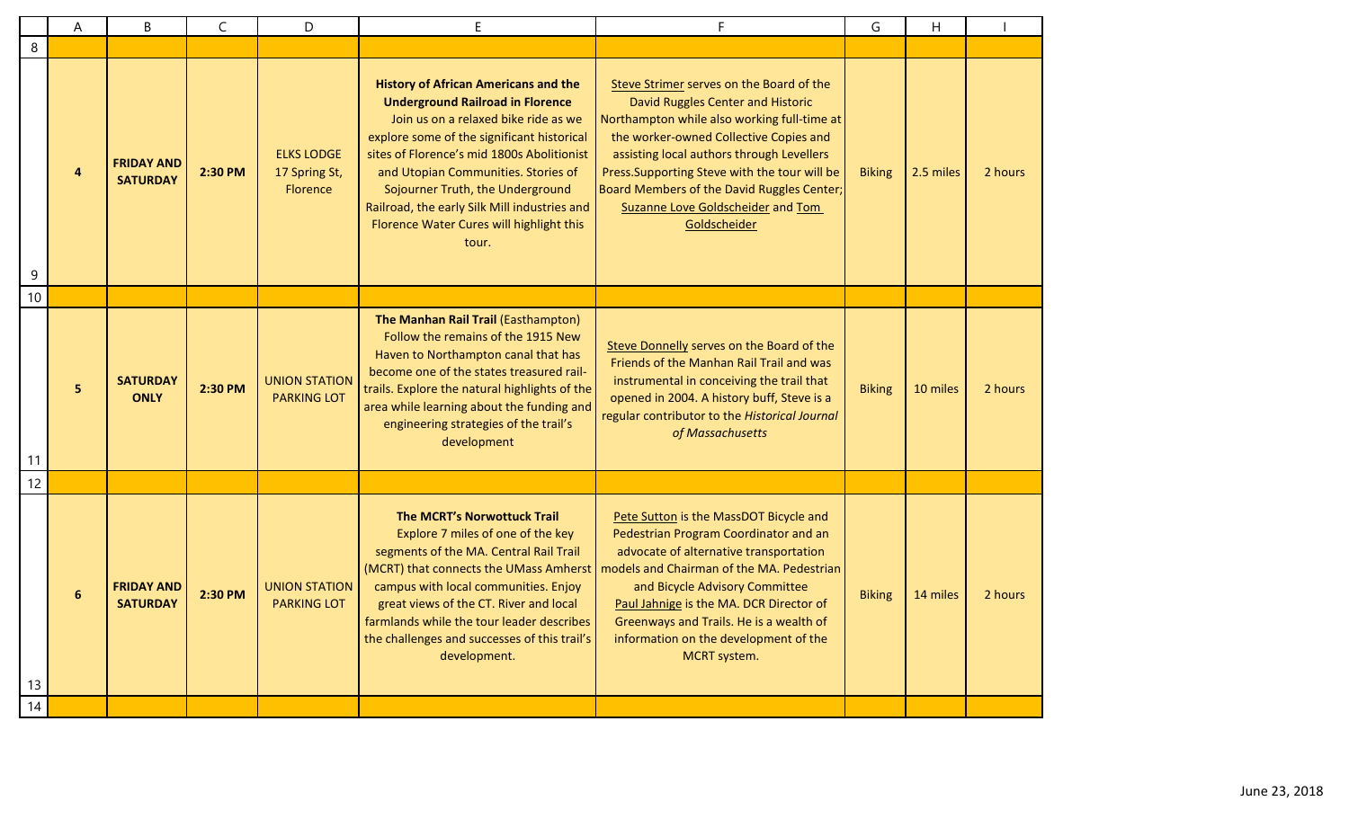| A | B | C | D | E | F | G | H | I |
|---|---|---|---|---|---|---|---|---|
| | | | | | | | | |
| **4** | **FRIDAY AND SATURDAY** | **2:30 PM** | ELKS LODGE 17 Spring St, Florence | **History of African Americans and the Underground Railroad in Florence** Join us on a relaxed bike ride as we explore some of the significant historical sites of Florence's mid 1800s Abolitionist and Utopian Communities. Stories of Sojourner Truth, the Underground Railroad, the early Silk Mill industries and Florence Water Cures will highlight this tour. | Steve Strimer serves on the Board of the David Ruggles Center and Historic Northampton while also working full-time at the worker-owned Collective Copies and assisting local authors through Levellers Press.Supporting Steve with the tour will be Board Members of the David Ruggles Center; Suzanne Love Goldscheider and Tom Goldscheider | Biking | 2.5 miles | 2 hours |
| | | | | | | | | |
| **5** | **SATURDAY ONLY** | **2:30 PM** | UNION STATION PARKING LOT | **The Manhan Rail Trail** (Easthampton) Follow the remains of the 1915 New Haven to Northampton canal that has become one of the states treasured rail-trails. Explore the natural highlights of the area while learning about the funding and engineering strategies of the trail's development | Steve Donnelly serves on the Board of the Friends of the Manhan Rail Trail and was instrumental in conceiving the trail that opened in 2004. A history buff, Steve is a regular contributor to the *Historical Journal of Massachusetts* | Biking | 10 miles | 2 hours |
| | | | | | | | | |
| **6** | **FRIDAY AND SATURDAY** | **2:30 PM** | UNION STATION PARKING LOT | **The MCRT's Norwottuck Trail** Explore 7 miles of one of the key segments of the MA. Central Rail Trail (MCRT) that connects the UMass Amherst campus with local communities. Enjoy great views of the CT. River and local farmlands while the tour leader describes the challenges and successes of this trail's development. | Pete Sutton is the MassDOT Bicycle and Pedestrian Program Coordinator and an advocate of alternative transportation models and Chairman of the MA. Pedestrian and Bicycle Advisory Committee Paul Jahnige is the MA. DCR Director of Greenways and Trails. He is a wealth of information on the development of the MCRT system. | Biking | 14 miles | 2 hours |
| | | | | | | | | |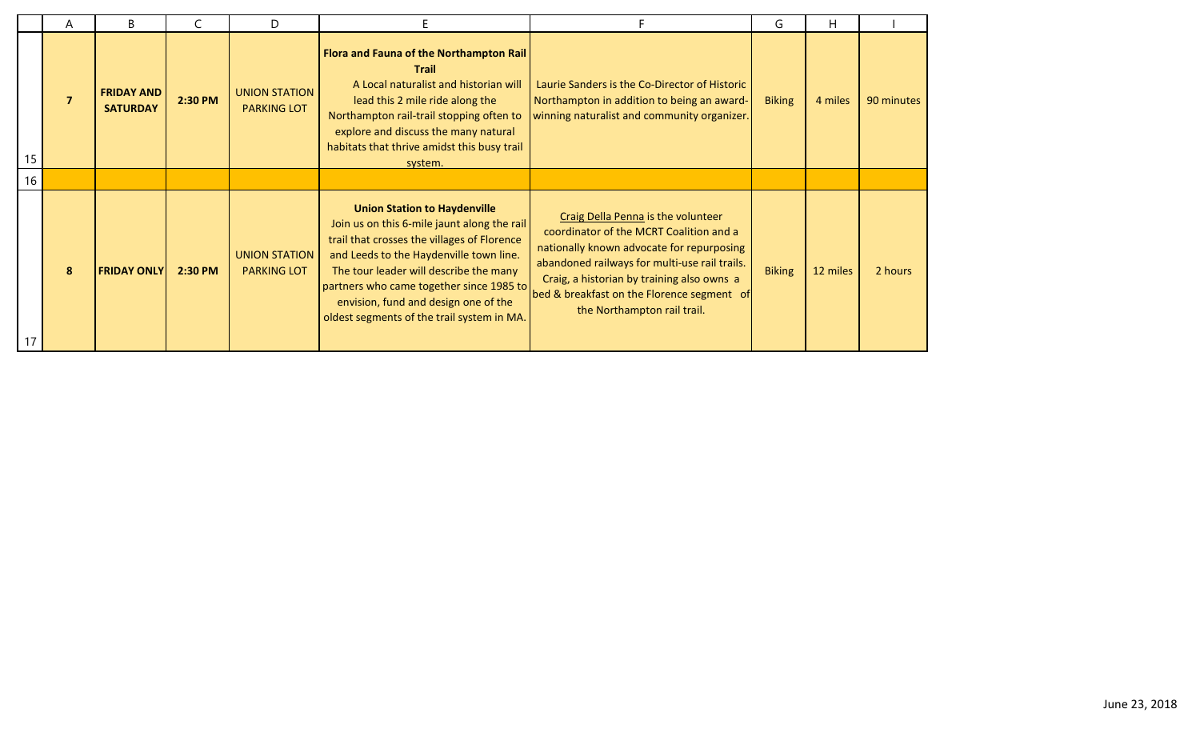| | | | | | | | | |
|---|---|---|---|---|---|---|---|---|
| **7** | **FRIDAY AND SATURDAY** | **2:30 PM** | UNION STATION PARKING LOT | **Flora and Fauna of the Northampton Rail Trail** A Local naturalist and historian will lead this 2 mile ride along the Northampton rail-trail stopping often to explore and discuss the many natural habitats that thrive amidst this busy trail system. | Laurie Sanders is the Co-Director of Historic Northampton in addition to being an award-winning naturalist and community organizer. | Biking | 4 miles | 90 minutes |
| | | | | | | | | |
| **8** | **FRIDAY ONLY** | **2:30 PM** | UNION STATION PARKING LOT | **Union Station to Haydenville** Join us on this 6-mile jaunt along the rail trail that crosses the villages of Florence and Leeds to the Haydenville town line. The tour leader will describe the many partners who came together since 1985 to envision, fund and design one of the oldest segments of the trail system in MA. | Craig Della Penna is the volunteer coordinator of the MCRT Coalition and a nationally known advocate for repurposing abandoned railways for multi-use rail trails. Craig, a historian by training also owns a bed & breakfast on the Florence segment of the Northampton rail trail. | Biking | 12 miles | 2 hours |

June 23, 2018